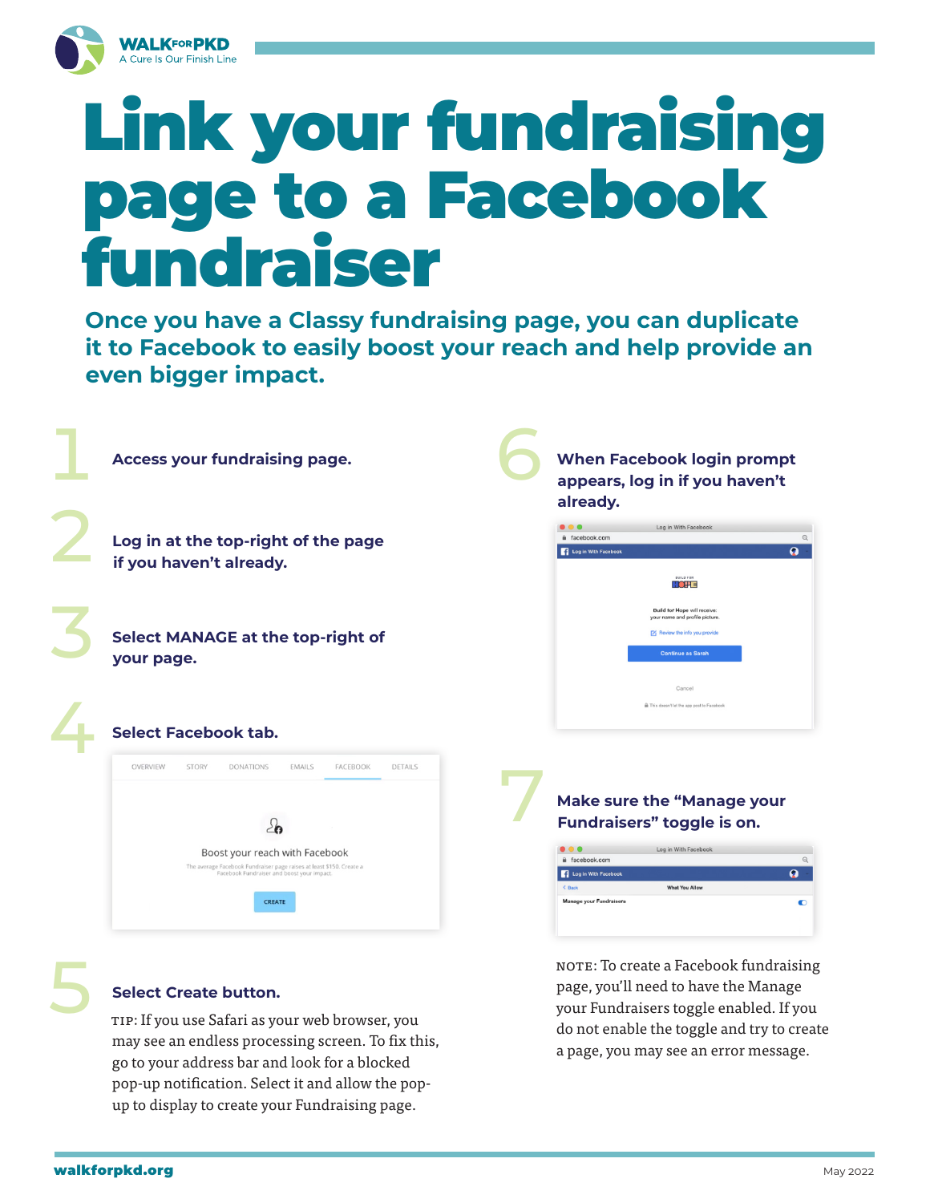WALK FOR PKD
A Cure Is Our Finish Line

# Link your fundraising page to a Facebook fundraiser

## Once you have a Classy fundraising page, you can duplicate it to Facebook to easily boost your reach and help provide an even bigger impact.

1. **Access your fundraising page.**

2. **Log in at the top-right of the page if you haven't already.**

3. **Select MANAGE at the top-right of your page.**

4. **Select Facebook tab.**

5. **Select Create button.**

   TIP: If you use Safari as your web browser, you may see an endless processing screen. To fix this, go to your address bar and look for a blocked pop-up notification. Select it and allow the pop-up to display to create your Fundraising page.

6. **When Facebook login prompt appears, log in if you haven't already.**

7. **Make sure the "Manage your Fundraisers" toggle is on.**

NOTE: To create a Facebook fundraising page, you'll need to have the Manage your Fundraisers toggle enabled. If you do not enable the toggle and try to create a page, you may see an error message.

walkforpkd.org

May 2022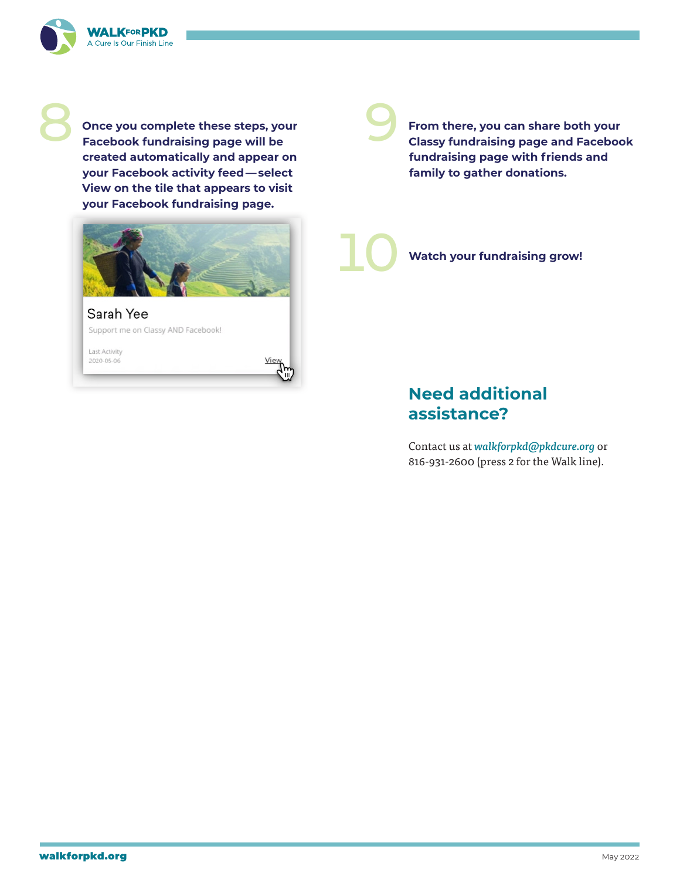8

**Once you complete these steps, your Facebook fundraising page will be created automatically and appear on your Facebook activity feed—select View on the tile that appears to visit your Facebook fundraising page.**

Sarah Yee
Support me on Classy AND Facebook!
Last Activity
2020-05-06
View

9

**From there, you can share both your Classy fundraising page and Facebook fundraising page with friends and family to gather donations.**

10

**Watch your fundraising grow!**

## Need additional assistance?

Contact us at *walkforpkd@pkdcure.org* or 816-931-2600 (press 2 for the Walk line).